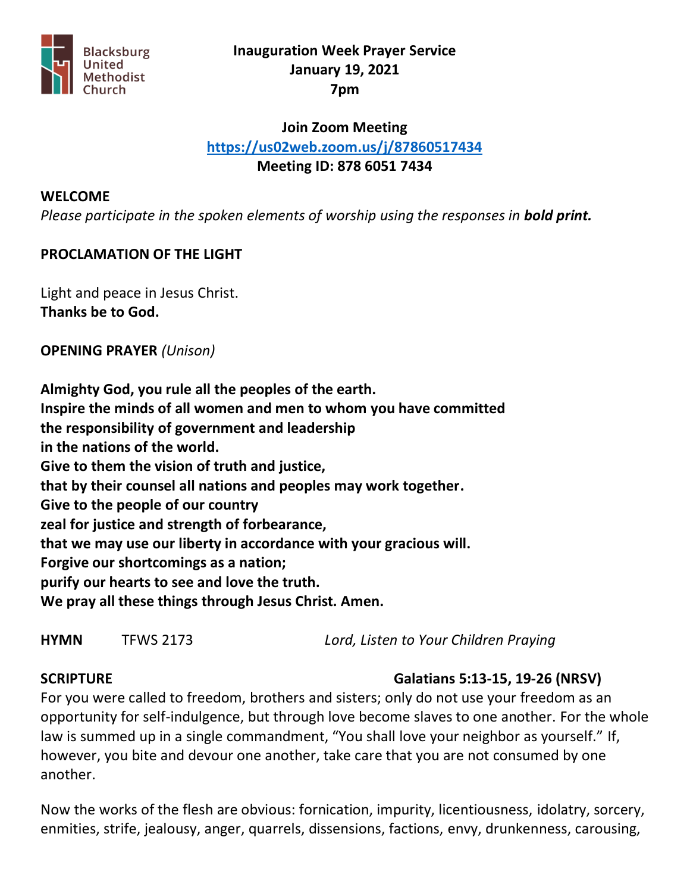Blacksburg United Methodist Church

**Inauguration Week Prayer Service**
**January 19, 2021**
**7pm**

**Join Zoom Meeting**
**https://us02web.zoom.us/j/87860517434**
**Meeting ID: 878 6051 7434**

**WELCOME**

*Please participate in the spoken elements of worship using the responses in* ***bold print.***

**PROCLAMATION OF THE LIGHT**

Light and peace in Jesus Christ.
**Thanks be to God.**

**OPENING PRAYER** *(Unison)*

**Almighty God, you rule all the peoples of the earth.**
**Inspire the minds of all women and men to whom you have committed**
**the responsibility of government and leadership**
**in the nations of the world.**
**Give to them the vision of truth and justice,**
**that by their counsel all nations and peoples may work together.**
**Give to the people of our country**
**zeal for justice and strength of forbearance,**
**that we may use our liberty in accordance with your gracious will.**
**Forgive our shortcomings as a nation;**
**purify our hearts to see and love the truth.**
**We pray all these things through Jesus Christ. Amen.**

**HYMN** TFWS 2173 *Lord, Listen to Your Children Praying*

**SCRIPTURE** **Galatians 5:13-15, 19-26 (NRSV)**

For you were called to freedom, brothers and sisters; only do not use your freedom as an opportunity for self-indulgence, but through love become slaves to one another. For the whole law is summed up in a single commandment, "You shall love your neighbor as yourself." If, however, you bite and devour one another, take care that you are not consumed by one another.

Now the works of the flesh are obvious: fornication, impurity, licentiousness, idolatry, sorcery, enmities, strife, jealousy, anger, quarrels, dissensions, factions, envy, drunkenness, carousing,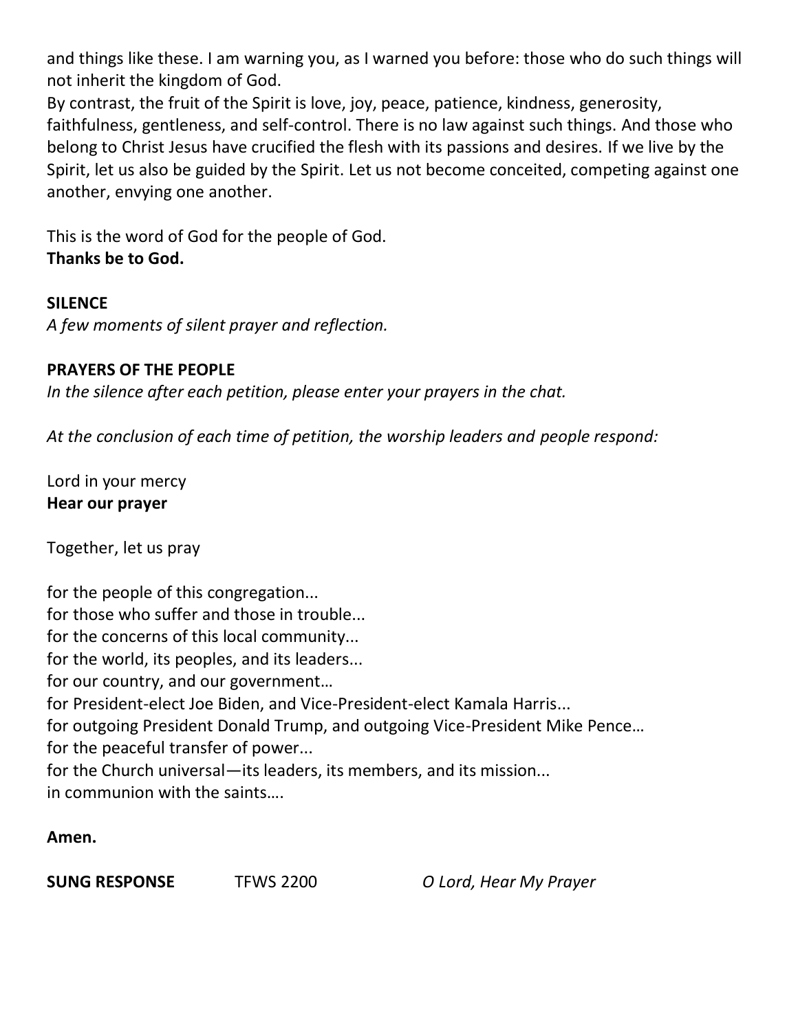and things like these. I am warning you, as I warned you before: those who do such things will not inherit the kingdom of God.
By contrast, the fruit of the Spirit is love, joy, peace, patience, kindness, generosity, faithfulness, gentleness, and self-control. There is no law against such things. And those who belong to Christ Jesus have crucified the flesh with its passions and desires. If we live by the Spirit, let us also be guided by the Spirit. Let us not become conceited, competing against one another, envying one another.

This is the word of God for the people of God.
**Thanks be to God.**

**SILENCE**
*A few moments of silent prayer and reflection.*

**PRAYERS OF THE PEOPLE**
*In the silence after each petition, please enter your prayers in the chat.*

*At the conclusion of each time of petition, the worship leaders and people respond:*

Lord in your mercy
**Hear our prayer**

Together, let us pray

for the people of this congregation...
for those who suffer and those in trouble...
for the concerns of this local community...
for the world, its peoples, and its leaders...
for our country, and our government…
for President-elect Joe Biden, and Vice-President-elect Kamala Harris...
for outgoing President Donald Trump, and outgoing Vice-President Mike Pence…
for the peaceful transfer of power...
for the Church universal—its leaders, its members, and its mission...
in communion with the saints….

**Amen.**

**SUNG RESPONSE** TFWS 2200 *O Lord, Hear My Prayer*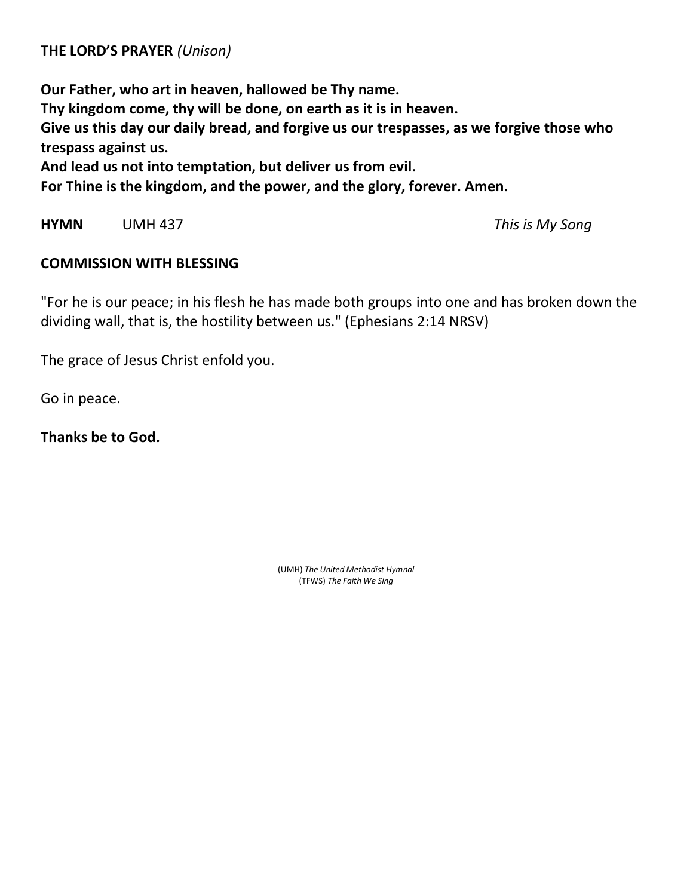**THE LORD'S PRAYER** *(Unison)*

**Our Father, who art in heaven, hallowed be Thy name.**
**Thy kingdom come, thy will be done, on earth as it is in heaven.**
**Give us this day our daily bread, and forgive us our trespasses, as we forgive those who trespass against us.**
**And lead us not into temptation, but deliver us from evil.**
**For Thine is the kingdom, and the power, and the glory, forever. Amen.**

**HYMN** UMH 437 *This is My Song*

**COMMISSION WITH BLESSING**

"For he is our peace; in his flesh he has made both groups into one and has broken down the dividing wall, that is, the hostility between us." (Ephesians 2:14 NRSV)

The grace of Jesus Christ enfold you.

Go in peace.

**Thanks be to God.**

(UMH) *The United Methodist Hymnal*
(TFWS) *The Faith We Sing*